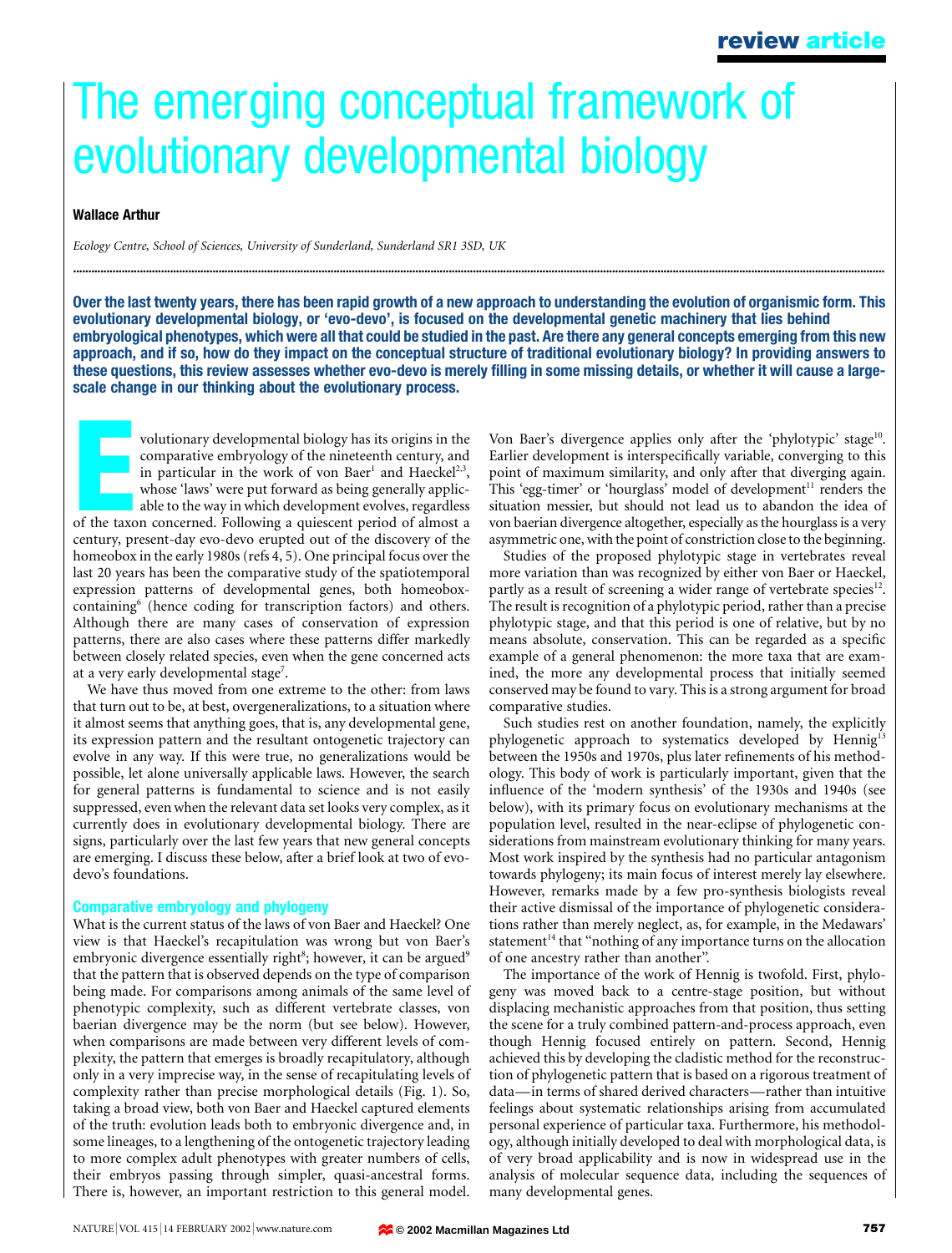review article

# The emerging conceptual framework of evolutionary developmental biology

**Wallace Arthur**

*Ecology Centre, School of Sciences, University of Sunderland, Sunderland SR1 3SD, UK*

**Over the last twenty years, there has been rapid growth of a new approach to understanding the evolution of organismic form. This evolutionary developmental biology, or 'evo-devo', is focused on the developmental genetic machinery that lies behind embryological phenotypes, which were all that could be studied in the past. Are there any general concepts emerging from this new approach, and if so, how do they impact on the conceptual structure of traditional evolutionary biology? In providing answers to these questions, this review assesses whether evo-devo is merely filling in some missing details, or whether it will cause a large-scale change in our thinking about the evolutionary process.**

Evolutionary developmental biology has its origins in the comparative embryology of the nineteenth century, and in particular in the work of von Baer[1] and Haeckel[2,3], whose 'laws' were put forward as being generally applicable to the way in which development evolves, regardless of the taxon concerned. Following a quiescent period of almost a century, present-day evo-devo erupted out of the discovery of the homeobox in the early 1980s (refs 4, 5). One principal focus over the last 20 years has been the comparative study of the spatiotemporal expression patterns of developmental genes, both homeobox-containing[6] (hence coding for transcription factors) and others. Although there are many cases of conservation of expression patterns, there are also cases where these patterns differ markedly between closely related species, even when the gene concerned acts at a very early developmental stage[7].

We have thus moved from one extreme to the other: from laws that turn out to be, at best, overgeneralizations, to a situation where it almost seems that anything goes, that is, any developmental gene, its expression pattern and the resultant ontogenetic trajectory can evolve in any way. If this were true, no generalizations would be possible, let alone universally applicable laws. However, the search for general patterns is fundamental to science and is not easily suppressed, even when the relevant data set looks very complex, as it currently does in evolutionary developmental biology. There are signs, particularly over the last few years that new general concepts are emerging. I discuss these below, after a brief look at two of evo-devo's foundations.

## Comparative embryology and phylogeny

What is the current status of the laws of von Baer and Haeckel? One view is that Haeckel's recapitulation was wrong but von Baer's embryonic divergence essentially right[8]; however, it can be argued[9] that the pattern that is observed depends on the type of comparison being made. For comparisons among animals of the same level of phenotypic complexity, such as different vertebrate classes, von baerian divergence may be the norm (but see below). However, when comparisons are made between very different levels of complexity, the pattern that emerges is broadly recapitulatory, although only in a very imprecise way, in the sense of recapitulating levels of complexity rather than precise morphological details (Fig. 1). So, taking a broad view, both von Baer and Haeckel captured elements of the truth: evolution leads both to embryonic divergence and, in some lineages, to a lengthening of the ontogenetic trajectory leading to more complex adult phenotypes with greater numbers of cells, their embryos passing through simpler, quasi-ancestral forms. There is, however, an important restriction to this general model. Von Baer's divergence applies only after the 'phylotypic' stage[10]. Earlier development is interspecifically variable, converging to this point of maximum similarity, and only after that diverging again. This 'egg-timer' or 'hourglass' model of development[11] renders the situation messier, but should not lead us to abandon the idea of von baerian divergence altogether, especially as the hourglass is a very asymmetric one, with the point of constriction close to the beginning.

Studies of the proposed phylotypic stage in vertebrates reveal more variation than was recognized by either von Baer or Haeckel, partly as a result of screening a wider range of vertebrate species[12]. The result is recognition of a phylotypic period, rather than a precise phylotypic stage, and that this period is one of relative, but by no means absolute, conservation. This can be regarded as a specific example of a general phenomenon: the more taxa that are examined, the more any developmental process that initially seemed conserved may be found to vary. This is a strong argument for broad comparative studies.

Such studies rest on another foundation, namely, the explicitly phylogenetic approach to systematics developed by Hennig[13] between the 1950s and 1970s, plus later refinements of his methodology. This body of work is particularly important, given that the influence of the 'modern synthesis' of the 1930s and 1940s (see below), with its primary focus on evolutionary mechanisms at the population level, resulted in the near-eclipse of phylogenetic considerations from mainstream evolutionary thinking for many years. Most work inspired by the synthesis had no particular antagonism towards phylogeny; its main focus of interest merely lay elsewhere. However, remarks made by a few pro-synthesis biologists reveal their active dismissal of the importance of phylogenetic considerations rather than merely neglect, as, for example, in the Medawars' statement[14] that "nothing of any importance turns on the allocation of one ancestry rather than another".

The importance of the work of Hennig is twofold. First, phylogeny was moved back to a centre-stage position, but without displacing mechanistic approaches from that position, thus setting the scene for a truly combined pattern-and-process approach, even though Hennig focused entirely on pattern. Second, Hennig achieved this by developing the cladistic method for the reconstruction of phylogenetic pattern that is based on a rigorous treatment of data—in terms of shared derived characters—rather than intuitive feelings about systematic relationships arising from accumulated personal experience of particular taxa. Furthermore, his methodology, although initially developed to deal with morphological data, is of very broad applicability and is now in widespread use in the analysis of molecular sequence data, including the sequences of many developmental genes.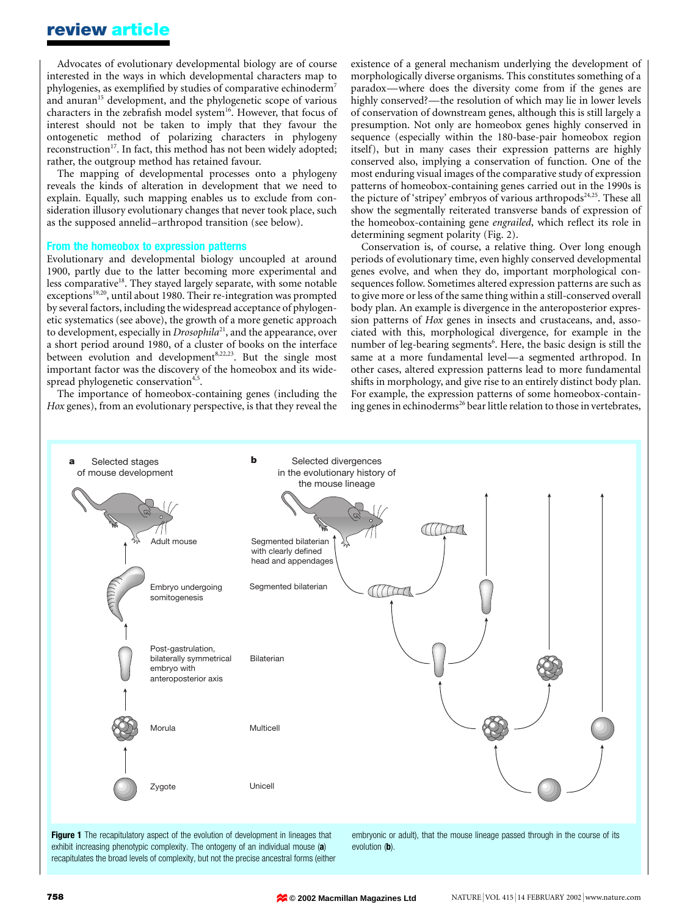Advocates of evolutionary developmental biology are of course interested in the ways in which developmental characters map to phylogenies, as exemplified by studies of comparative echinoderm[7] and anuran[15] development, and the phylogenetic scope of various characters in the zebrafish model system[16]. However, that focus of interest should not be taken to imply that they favour the ontogenetic method of polarizing characters in phylogeny reconstruction[17]. In fact, this method has not been widely adopted; rather, the outgroup method has retained favour.

The mapping of developmental processes onto a phylogeny reveals the kinds of alteration in development that we need to explain. Equally, such mapping enables us to exclude from consideration illusory evolutionary changes that never took place, such as the supposed annelid–arthropod transition (see below).

### From the homeobox to expression patterns

Evolutionary and developmental biology uncoupled at around 1900, partly due to the latter becoming more experimental and less comparative[18]. They stayed largely separate, with some notable exceptions[19,20], until about 1980. Their re-integration was prompted by several factors, including the widespread acceptance of phylogenetic systematics (see above), the growth of a more genetic approach to development, especially in *Drosophila*[21], and the appearance, over a short period around 1980, of a cluster of books on the interface between evolution and development[8,22,23]. But the single most important factor was the discovery of the homeobox and its widespread phylogenetic conservation[4,5].

The importance of homeobox-containing genes (including the *Hox* genes), from an evolutionary perspective, is that they reveal the existence of a general mechanism underlying the development of morphologically diverse organisms. This constitutes something of a paradox—where does the diversity come from if the genes are highly conserved?—the resolution of which may lie in lower levels of conservation of downstream genes, although this is still largely a presumption. Not only are homeobox genes highly conserved in sequence (especially within the 180-base-pair homeobox region itself), but in many cases their expression patterns are highly conserved also, implying a conservation of function. One of the most enduring visual images of the comparative study of expression patterns of homeobox-containing genes carried out in the 1990s is the picture of 'stripey' embryos of various arthropods[24,25]. These all show the segmentally reiterated transverse bands of expression of the homeobox-containing gene *engrailed*, which reflect its role in determining segment polarity (Fig. 2).

Conservation is, of course, a relative thing. Over long enough periods of evolutionary time, even highly conserved developmental genes evolve, and when they do, important morphological consequences follow. Sometimes altered expression patterns are such as to give more or less of the same thing within a still-conserved overall body plan. An example is divergence in the anteroposterior expression patterns of *Hox* genes in insects and crustaceans, and, associated with this, morphological divergence, for example in the number of leg-bearing segments[6]. Here, the basic design is still the same at a more fundamental level—a segmented arthropod. In other cases, altered expression patterns lead to more fundamental shifts in morphology, and give rise to an entirely distinct body plan. For example, the expression patterns of some homeobox-containing genes in echinoderms[26] bear little relation to those in vertebrates,

**Figure 1** The recapitulatory aspect of the evolution of development in lineages that exhibit increasing phenotypic complexity. The ontogeny of an individual mouse (**a**) recapitulates the broad levels of complexity, but not the precise ancestral forms (either embryonic or adult), that the mouse lineage passed through in the course of its evolution (**b**).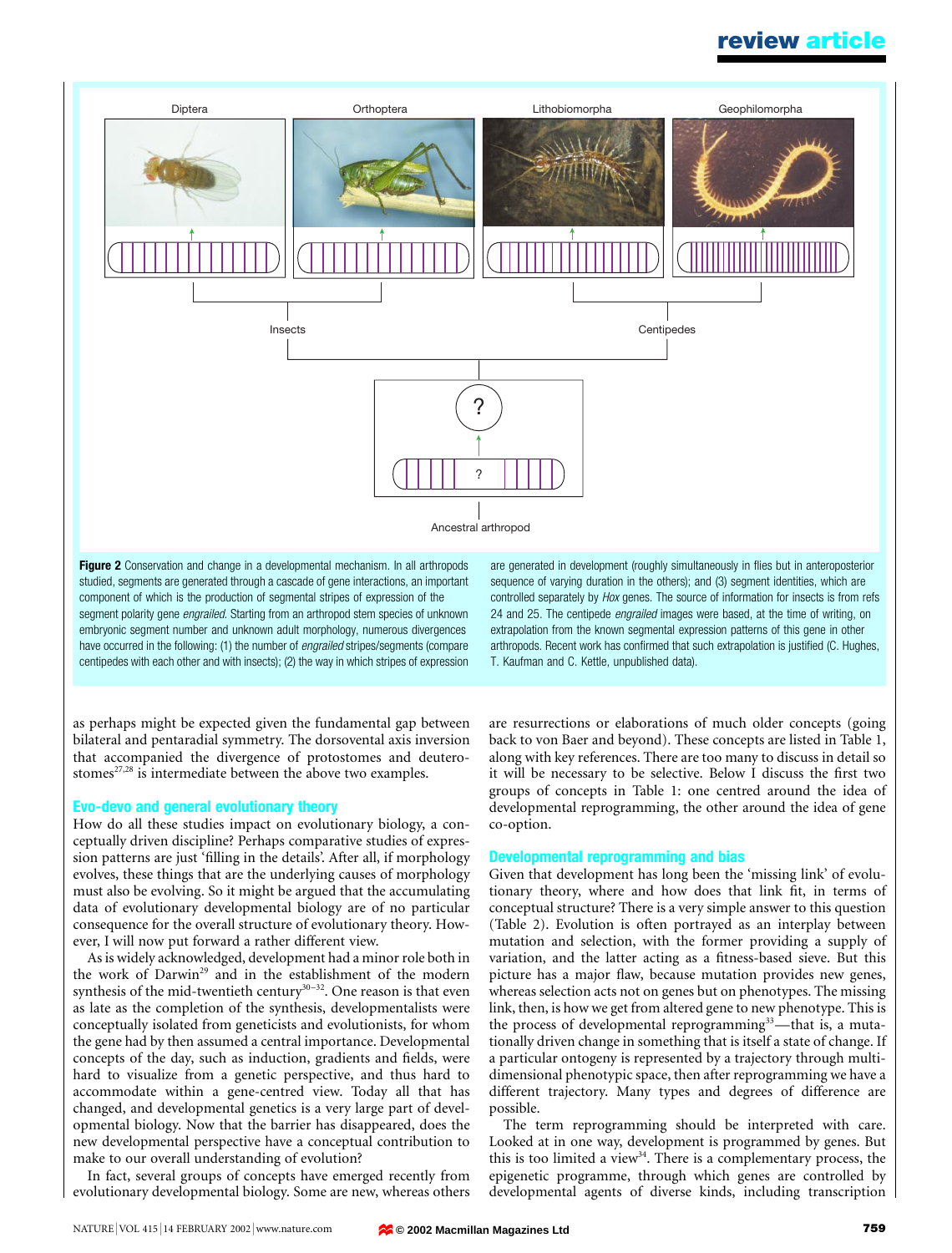**Figure 2** Conservation and change in a developmental mechanism. In all arthropods studied, segments are generated through a cascade of gene interactions, an important component of which is the production of segmental stripes of expression of the segment polarity gene *engrailed*. Starting from an arthropod stem species of unknown embryonic segment number and unknown adult morphology, numerous divergences have occurred in the following: (1) the number of *engrailed* stripes/segments (compare centipedes with each other and with insects); (2) the way in which stripes of expression are generated in development (roughly simultaneously in flies but in anteroposterior sequence of varying duration in the others); and (3) segment identities, which are controlled separately by *Hox* genes. The source of information for insects is from refs 24 and 25. The centipede *engrailed* images were based, at the time of writing, on extrapolation from the known segmental expression patterns of this gene in other arthropods. Recent work has confirmed that such extrapolation is justified (C. Hughes, T. Kaufman and C. Kettle, unpublished data).

as perhaps might be expected given the fundamental gap between bilateral and pentaradial symmetry. The dorsoventral axis inversion that accompanied the divergence of protostomes and deuterostomes[27,28] is intermediate between the above two examples.

## Evo-devo and general evolutionary theory

How do all these studies impact on evolutionary biology, a conceptually driven discipline? Perhaps comparative studies of expression patterns are just 'filling in the details'. After all, if morphology evolves, these things that are the underlying causes of morphology must also be evolving. So it might be argued that the accumulating data of evolutionary developmental biology are of no particular consequence for the overall structure of evolutionary theory. However, I will now put forward a rather different view.

As is widely acknowledged, development had a minor role both in the work of Darwin[29] and in the establishment of the modern synthesis of the mid-twentieth century[30–32]. One reason is that even as late as the completion of the synthesis, developmentalists were conceptually isolated from geneticists and evolutionists, for whom the gene had by then assumed a central importance. Developmental concepts of the day, such as induction, gradients and fields, were hard to visualize from a genetic perspective, and thus hard to accommodate within a gene-centred view. Today all that has changed, and developmental genetics is a very large part of developmental biology. Now that the barrier has disappeared, does the new developmental perspective have a conceptual contribution to make to our overall understanding of evolution?

In fact, several groups of concepts have emerged recently from evolutionary developmental biology. Some are new, whereas others are resurrections or elaborations of much older concepts (going back to von Baer and beyond). These concepts are listed in Table 1, along with key references. There are too many to discuss in detail so it will be necessary to be selective. Below I discuss the first two groups of concepts in Table 1: one centred around the idea of developmental reprogramming, the other around the idea of gene co-option.

## Developmental reprogramming and bias

Given that development has long been the 'missing link' of evolutionary theory, where and how does that link fit, in terms of conceptual structure? There is a very simple answer to this question (Table 2). Evolution is often portrayed as an interplay between mutation and selection, with the former providing a supply of variation, and the latter acting as a fitness-based sieve. But this picture has a major flaw, because mutation provides new genes, whereas selection acts not on genes but on phenotypes. The missing link, then, is how we get from altered gene to new phenotype. This is the process of developmental reprogramming[33]—that is, a mutationally driven change in something that is itself a state of change. If a particular ontogeny is represented by a trajectory through multidimensional phenotypic space, then after reprogramming we have a different trajectory. Many types and degrees of difference are possible.

The term reprogramming should be interpreted with care. Looked at in one way, development is programmed by genes. But this is too limited a view[34]. There is a complementary process, the epigenetic programme, through which genes are controlled by developmental agents of diverse kinds, including transcription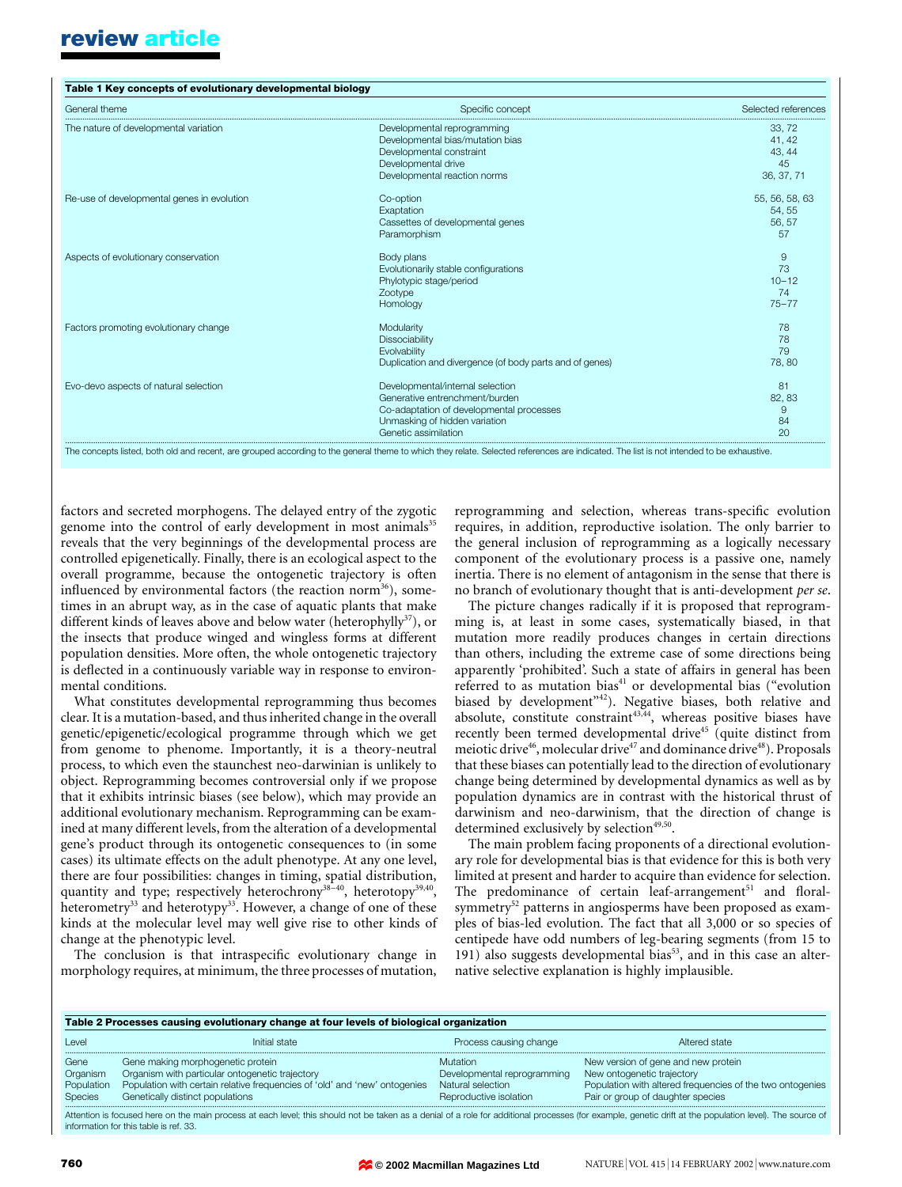**Table 1 Key concepts of evolutionary developmental biology**

| General theme | Specific concept | Selected references |
|---|---|---|
| The nature of developmental variation | Developmental reprogramming | 33, 72 |
| | Developmental bias/mutation bias | 41, 42 |
| | Developmental constraint | 43, 44 |
| | Developmental drive | 45 |
| | Developmental reaction norms | 36, 37, 71 |
| Re-use of developmental genes in evolution | Co-option | 55, 56, 58, 63 |
| | Exaptation | 54, 55 |
| | Cassettes of developmental genes | 56, 57 |
| | Paramorphism | 57 |
| Aspects of evolutionary conservation | Body plans | 9 |
| | Evolutionarily stable configurations | 73 |
| | Phylotypic stage/period | 10–12 |
| | Zootype | 74 |
| | Homology | 75–77 |
| Factors promoting evolutionary change | Modularity | 78 |
| | Dissociability | 78 |
| | Evolvability | 79 |
| | Duplication and divergence (of body parts and of genes) | 78, 80 |
| Evo-devo aspects of natural selection | Developmental/internal selection | 81 |
| | Generative entrenchment/burden | 82, 83 |
| | Co-adaptation of developmental processes | 9 |
| | Unmasking of hidden variation | 84 |
| | Genetic assimilation | 20 |

The concepts listed, both old and recent, are grouped according to the general theme to which they relate. Selected references are indicated. The list is not intended to be exhaustive.

factors and secreted morphogens. The delayed entry of the zygotic genome into the control of early development in most animals[35] reveals that the very beginnings of the developmental process are controlled epigenetically. Finally, there is an ecological aspect to the overall programme, because the ontogenetic trajectory is often influenced by environmental factors (the reaction norm[36]), sometimes in an abrupt way, as in the case of aquatic plants that make different kinds of leaves above and below water (heterophylly[37]), or the insects that produce winged and wingless forms at different population densities. More often, the whole ontogenetic trajectory is deflected in a continuously variable way in response to environmental conditions.

What constitutes developmental reprogramming thus becomes clear. It is a mutation-based, and thus inherited change in the overall genetic/epigenetic/ecological programme through which we get from genome to phenome. Importantly, it is a theory-neutral process, to which even the staunchest neo-darwinian is unlikely to object. Reprogramming becomes controversial only if we propose that it exhibits intrinsic biases (see below), which may provide an additional evolutionary mechanism. Reprogramming can be examined at many different levels, from the alteration of a developmental gene's product through its ontogenetic consequences to (in some cases) its ultimate effects on the adult phenotype. At any one level, there are four possibilities: changes in timing, spatial distribution, quantity and type; respectively heterochrony[38–40], heterotopy[39,40], heterometry[33] and heterotypy[33]. However, a change of one of these kinds at the molecular level may well give rise to other kinds of change at the phenotypic level.

The conclusion is that intraspecific evolutionary change in morphology requires, at minimum, the three processes of mutation, reprogramming and selection, whereas trans-specific evolution requires, in addition, reproductive isolation. The only barrier to the general inclusion of reprogramming as a logically necessary component of the evolutionary process is a passive one, namely inertia. There is no element of antagonism in the sense that there is no branch of evolutionary thought that is anti-development *per se*.

The picture changes radically if it is proposed that reprogramming is, at least in some cases, systematically biased, in that mutation more readily produces changes in certain directions than others, including the extreme case of some directions being apparently 'prohibited'. Such a state of affairs in general has been referred to as mutation bias[41] or developmental bias ("evolution biased by development"[42]). Negative biases, both relative and absolute, constitute constraint[43,44], whereas positive biases have recently been termed developmental drive[45] (quite distinct from meiotic drive[46], molecular drive[47] and dominance drive[48]). Proposals that these biases can potentially lead to the direction of evolutionary change being determined by developmental dynamics as well as by population dynamics are in contrast with the historical thrust of darwinism and neo-darwinism, that the direction of change is determined exclusively by selection[49,50].

The main problem facing proponents of a directional evolutionary role for developmental bias is that evidence for this is both very limited at present and harder to acquire than evidence for selection. The predominance of certain leaf-arrangement[51] and floral-symmetry[52] patterns in angiosperms have been proposed as examples of bias-led evolution. The fact that all 3,000 or so species of centipede have odd numbers of leg-bearing segments (from 15 to 191) also suggests developmental bias[53], and in this case an alternative selective explanation is highly implausible.

**Table 2 Processes causing evolutionary change at four levels of biological organization**

| Level | Initial state | Process causing change | Altered state |
|---|---|---|---|
| Gene | Gene making morphogenetic protein | Mutation | New version of gene and new protein |
| Organism | Organism with particular ontogenetic trajectory | Developmental reprogramming | New ontogenetic trajectory |
| Population | Population with certain relative frequencies of 'old' and 'new' ontogenies | Natural selection | Population with altered frequencies of the two ontogenies |
| Species | Genetically distinct populations | Reproductive isolation | Pair or group of daughter species |

Attention is focused here on the main process at each level; this should not be taken as a denial of a role for additional processes (for example, genetic drift at the population level). The source of information for this table is ref. 33.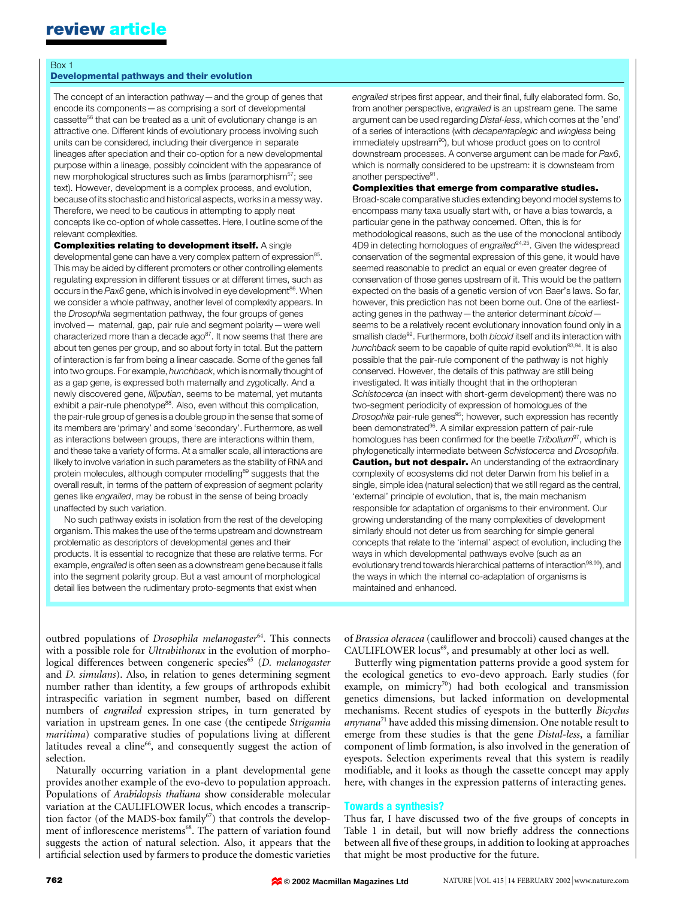Box 1

**Developmental pathways and their evolution**

The concept of an interaction pathway — and the group of genes that encode its components — as comprising a sort of developmental cassette[56] that can be treated as a unit of evolutionary change is an attractive one. Different kinds of evolutionary process involving such units can be considered, including their divergence in separate lineages after speciation and their co-option for a new developmental purpose within a lineage, possibly coincident with the appearance of new morphological structures such as limbs (paramorphism[57]; see text). However, development is a complex process, and evolution, because of its stochastic and historical aspects, works in a messy way. Therefore, we need to be cautious in attempting to apply neat concepts like co-option of whole cassettes. Here, I outline some of the relevant complexities.

**Complexities relating to development itself.** A single developmental gene can have a very complex pattern of expression[85]. This may be aided by different promoters or other controlling elements regulating expression in different tissues or at different times, such as occurs in the *Pax6* gene, which is involved in eye development[86]. When we consider a whole pathway, another level of complexity appears. In the *Drosophila* segmentation pathway, the four groups of genes involved — maternal, gap, pair rule and segment polarity — were well characterized more than a decade ago[87]. It now seems that there are about ten genes per group, and so about forty in total. But the pattern of interaction is far from being a linear cascade. Some of the genes fall into two groups. For example, *hunchback*, which is normally thought of as a gap gene, is expressed both maternally and zygotically. And a newly discovered gene, *lilliputian*, seems to be maternal, yet mutants exhibit a pair-rule phenotype[88]. Also, even without this complication, the pair-rule group of genes is a double group in the sense that some of its members are 'primary' and some 'secondary'. Furthermore, as well as interactions between groups, there are interactions within them, and these take a variety of forms. At a smaller scale, all interactions are likely to involve variation in such parameters as the stability of RNA and protein molecules, although computer modelling[89] suggests that the overall result, in terms of the pattern of expression of segment polarity genes like *engrailed*, may be robust in the sense of being broadly unaffected by such variation.

No such pathway exists in isolation from the rest of the developing organism. This makes the use of the terms upstream and downstream problematic as descriptors of developmental genes and their products. It is essential to recognize that these are relative terms. For example, *engrailed* is often seen as a downstream gene because it falls into the segment polarity group. But a vast amount of morphological detail lies between the rudimentary proto-segments that exist when *engrailed* stripes first appear, and their final, fully elaborated form. So, from another perspective, *engrailed* is an upstream gene. The same argument can be used regarding *Distal-less*, which comes at the 'end' of a series of interactions (with *decapentaplegic* and *wingless* being immediately upstream[90]), but whose product goes on to control downstream processes. A converse argument can be made for *Pax6*, which is normally considered to be upstream: it is downstream from another perspective[91].

**Complexities that emerge from comparative studies.** Broad-scale comparative studies extending beyond model systems to encompass many taxa usually start with, or have a bias towards, a particular gene in the pathway concerned. Often, this is for methodological reasons, such as the use of the monoclonal antibody 4D9 in detecting homologues of *engrailed*[24,25]. Given the widespread conservation of the segmental expression of this gene, it would have seemed reasonable to predict an equal or even greater degree of conservation of those genes upstream of it. This would be the pattern expected on the basis of a genetic version of von Baer's laws. So far, however, this prediction has not been borne out. One of the earliest-acting genes in the pathway — the anterior determinant *bicoid* — seems to be a relatively recent evolutionary innovation found only in a smallish clade[92]. Furthermore, both *bicoid* itself and its interaction with *hunchback* seem to be capable of quite rapid evolution[93,94]. It is also possible that the pair-rule component of the pathway is not highly conserved. However, the details of this pathway are still being investigated. It was initially thought that in the orthopteran *Schistocerca* (an insect with short-germ development) there was no two-segment periodicity of expression of homologues of the *Drosophila* pair-rule genes[95]; however, such expression has recently been demonstrated[96]. A similar expression pattern of pair-rule homologues has been confirmed for the beetle *Tribolium*[97], which is phylogenetically intermediate between *Schistocerca* and *Drosophila*.

**Caution, but not despair.** An understanding of the extraordinary complexity of ecosystems did not deter Darwin from his belief in a single, simple idea (natural selection) that we still regard as the central, 'external' principle of evolution, that is, the main mechanism responsible for adaptation of organisms to their environment. Our growing understanding of the many complexities of development similarly should not deter us from searching for simple general concepts that relate to the 'internal' aspect of evolution, including the ways in which developmental pathways evolve (such as an evolutionary trend towards hierarchical patterns of interaction[98,99]), and the ways in which the internal co-adaptation of organisms is maintained and enhanced.

---

outbred populations of *Drosophila melanogaster*[64]. This connects with a possible role for *Ultrabithorax* in the evolution of morphological differences between congeneric species[65] (*D. melanogaster* and *D. simulans*). Also, in relation to genes determining segment number rather than identity, a few groups of arthropods exhibit intraspecific variation in segment number, based on different numbers of *engrailed* expression stripes, in turn generated by variation in upstream genes. In one case (the centipede *Strigamia maritima*) comparative studies of populations living at different latitudes reveal a cline[66], and consequently suggest the action of selection.

Naturally occurring variation in a plant developmental gene provides another example of the evo-devo to population approach. Populations of *Arabidopsis thaliana* show considerable molecular variation at the CAULIFLOWER locus, which encodes a transcription factor (of the MADS-box family[67]) that controls the development of inflorescence meristems[68]. The pattern of variation found suggests the action of natural selection. Also, it appears that the artificial selection used by farmers to produce the domestic varieties of *Brassica oleracea* (cauliflower and broccoli) caused changes at the CAULIFLOWER locus[69], and presumably at other loci as well.

Butterfly wing pigmentation patterns provide a good system for the ecological genetics to evo-devo approach. Early studies (for example, on mimicry[70]) had both ecological and transmission genetics dimensions, but lacked information on developmental mechanisms. Recent studies of eyespots in the butterfly *Bicyclus anynana*[71] have added this missing dimension. One notable result to emerge from these studies is that the gene *Distal-less*, a familiar component of limb formation, is also involved in the generation of eyespots. Selection experiments reveal that this system is readily modifiable, and it looks as though the cassette concept may apply here, with changes in the expression patterns of interacting genes.

## Towards a synthesis?

Thus far, I have discussed two of the five groups of concepts in Table 1 in detail, but will now briefly address the connections between all five of these groups, in addition to looking at approaches that might be most productive for the future.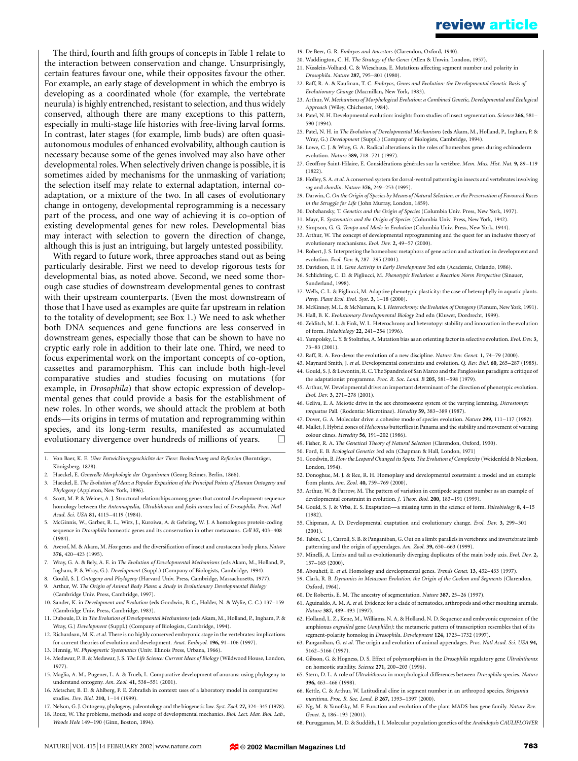The third, fourth and fifth groups of concepts in Table 1 relate to the interaction between conservation and change. Unsurprisingly, certain features favour one, while their opposites favour the other. For example, an early stage of development in which the embryo is developing as a coordinated whole (for example, the vertebrate neurula) is highly entrenched, resistant to selection, and thus widely conserved, although there are many exceptions to this pattern, especially in multi-stage life histories with free-living larval forms. In contrast, later stages (for example, limb buds) are often quasi-autonomous modules of enhanced evolvability, although caution is necessary because some of the genes involved may also have other developmental roles. When selectively driven change is possible, it is sometimes aided by mechanisms for the unmasking of variation; the selection itself may relate to external adaptation, internal co-adaptation, or a mixture of the two. In all cases of evolutionary change in ontogeny, developmental reprogramming is a necessary part of the process, and one way of achieving it is co-option of existing developmental genes for new roles. Developmental bias may interact with selection to govern the direction of change, although this is just an intriguing, but largely untested possibility.

With regard to future work, three approaches stand out as being particularly desirable. First we need to develop rigorous tests for developmental bias, as noted above. Second, we need some thorough case studies of downstream developmental genes to contrast with their upstream counterparts. (Even the most downstream of those that I have used as examples are quite far upstream in relation to the totality of development; see Box 1.) We need to ask whether both DNA sequences and gene functions are less conserved in downstream genes, especially those that can be shown to have no cryptic early role in addition to their late one. Third, we need to focus experimental work on the important concepts of co-option, cassettes and paramorphism. This can include both high-level comparative studies and studies focusing on mutations (for example, in *Drosophila*) that show ectopic expression of developmental genes that could provide a basis for the establishment of new roles. In other words, we should attack the problem at both ends—its origins in terms of mutation and reprogramming within species, and its long-term results, manifested as accumulated evolutionary divergence over hundreds of millions of years. □

1. Von Baer, K. E. *Uber Entwicklungsgeschichte der Tiere: Beobachtung und Reflexion* (Bornträger, Königsberg, 1828).
2. Haeckel, E. *Generelle Morphologie der Organismen* (Georg Reimer, Berlin, 1866).
3. Haeckel, E. *The Evolution of Man: a Popular Exposition of the Principal Points of Human Ontogeny and Phylogeny* (Appleton, New York, 1896).
4. Scott, M. P. & Weiner, A. J. Structural relationships among genes that control development: sequence homology between the *Antennapedia, Ultrabithorax* and *fushi tarazu* loci of *Drosophila*. *Proc. Natl Acad. Sci. USA* **81,** 4115–4119 (1984).
5. McGinnis, W., Garber, R. L., Wirz, J., Kuroiwa, A. & Gehring, W. J. A homologous protein-coding sequence in *Drosophila* homeotic genes and its conservation in other metazoans. *Cell* **37,** 403–408 (1984).
6. Averof, M. & Akam, M. *Hox* genes and the diversification of insect and crustacean body plans. *Nature* **376,** 420–423 (1995).
7. Wray, G. A. & Bely, A. E. in *The Evolution of Developmental Mechanisms* (eds Akam, M., Holland, P., Ingham, P. & Wray, G.). *Development* (Suppl.) (Company of Biologists, Cambridge, 1994).
8. Gould, S. J. *Ontogeny and Phylogeny* (Harvard Univ. Press, Cambridge, Massachusetts, 1977).
9. Arthur, W. *The Origin of Animal Body Plans: a Study in Evolutionary Developmental Biology* (Cambridge Univ. Press, Cambridge, 1997).
10. Sander, K. in *Development and Evolution* (eds Goodwin, B. C., Holder, N. & Wylie, C. C.) 137–159 (Cambridge Univ. Press, Cambridge, 1983).
11. Duboule, D. in *The Evolution of Developmental Mechanisms* (eds Akam, M., Holland, P., Ingham, P. & Wray, G.) *Development* (Suppl.) (Company of Biologists, Cambridge, 1994).
12. Richardson, M. K. *et al.* There is no highly conserved embryonic stage in the vertebrates: implications for current theories of evolution and development. *Anat. Embryol.* **196,** 91–106 (1997).
13. Hennig, W. *Phylogenetic Systematics* (Univ. Illinois Press, Urbana, 1966).
14. Medawar, P. B. & Medawar, J. S. *The Life Science: Current Ideas of Biology* (Wildwood House, London, 1977).
15. Maglia, A. M., Pugener, L. A. & Trueb, L. Comparative development of anurans: using phylogeny to understand ontogeny. *Am. Zool.* **41,** 538–551 (2001).
16. Metscher, B. D. & Ahlberg, P. E. Zebrafish in context: uses of a laboratory model in comparative studies. *Dev. Biol.* **210,** 1–14 (1999).
17. Nelson, G. J. Ontogeny, phylogeny, paleontology and the biogenetic law. *Syst. Zool.* **27,** 324–345 (1978).
18. Roux, W. The problems, methods and scope of developmental mechanics. *Biol. Lect. Mar. Biol. Lab., Woods Hole* 149–190 (Ginn, Boston, 1894).
19. De Beer, G. R. *Embryos and Ancestors* (Clarendon, Oxford, 1940).
20. Waddington, C. H. *The Strategy of the Genes* (Allen & Unwin, London, 1957).
21. Nüsslein-Volhard, C. & Wieschaus, E. Mutations affecting segment number and polarity in *Drosophila*. *Nature* **287,** 795–801 (1980).
22. Raff, R. A. & Kaufman, T. C. *Embryos, Genes and Evolution: the Developmental Genetic Basis of Evolutionary Change* (Macmillan, New York, 1983).
23. Arthur, W. *Mechanisms of Morphological Evolution: a Combined Genetic, Developmental and Ecological Approach* (Wiley, Chichester, 1984).
24. Patel, N. H. Developmental evolution: insights from studies of insect segmentation. *Science* **266,** 581–590 (1994).
25. Patel, N. H. in *The Evolution of Developmental Mechanisms* (eds Akam, M., Holland, P., Ingham, P. & Wray, G.) *Development* (Suppl.) (Company of Biologists, Cambridge, 1994).
26. Lowe, C. J. & Wray, G. A. Radical alterations in the roles of homeobox genes during echinoderm evolution. *Nature* **389,** 718–721 (1997).
27. Geoffroy Saint-Hilaire, E. Considérations générales sur la vertèbre. *Mem. Mus. Hist. Nat.* **9,** 89–119 (1822).
28. Holley, S. A. *et al.* A conserved system for dorsal-ventral patterning in insects and vertebrates involving *sog* and *chordin*. *Nature* **376,** 249–253 (1995).
29. Darwin, C. *On the Origin of Species by Means of Natural Selection, or the Preservation of Favoured Races in the Struggle for Life* (John Murray, London, 1859).
30. Dobzhansky, T. *Genetics and the Origin of Species* (Columbia Univ. Press, New York, 1937).
31. Mayr, E. *Systematics and the Origin of Species* (Columbia Univ. Press, New York, 1942).
32. Simpson, G. G. *Tempo and Mode in Evolution* (Columbia Univ. Press, New York, 1944).
33. Arthur, W. The concept of developmental reprogramming and the quest for an inclusive theory of evolutionary mechanisms. *Evol. Dev.* **2,** 49–57 (2000).
34. Robert, J. S. Interpreting the homeobox: metaphors of gene action and activation in development and evolution. *Evol. Dev.* **3,** 287–295 (2001).
35. Davidson, E. H. *Gene Activity in Early Development* 3rd edn (Academic, Orlando, 1986).
36. Schlichting, C. D. & Pigliucci, M. *Phenotypic Evolution: a Reaction Norm Perspective* (Sinauer, Sunderland, 1998).
37. Wells, C. L. & Pigliucci, M. Adaptive phenotypic plasticity: the case of heterophylly in aquatic plants. *Persp. Plant Ecol. Evol. Syst.* **3,** 1–18 (2000).
38. McKinney, M. L. & McNamara, K. J. *Heterochrony: the Evolution of Ontogeny* (Plenum, New York, 1991).
39. Hall, B. K. *Evolutionary Developmental Biology* 2nd edn (Kluwer, Dordrecht, 1999).
40. Zelditch, M. L. & Fink, W. L. Heterochrony and heterotopy: stability and innovation in the evolution of form. *Paleobiology* **22,** 241–254 (1996).
41. Yampolsky, L. Y. & Stoltzfus, A. Mutation bias as an orienting factor in selective evolution. *Evol. Dev.* **3,** 73–83 (2001).
42. Raff, R. A. Evo-devo: the evolution of a new discipline. *Nature Rev. Genet.* **1,** 74–79 (2000).
43. Maynard Smith, J. *et al.* Developmental constraints and evolution. *Q. Rev. Biol.* **60,** 265–287 (1985).
44. Gould, S. J. & Lewontin, R. C. The Spandrels of San Marco and the Panglossian paradigm: a critique of the adaptationist programme. *Proc. R. Soc. Lond. B* **205,** 581–598 (1979).
45. Arthur, W. Developmental drive: an important determinant of the direction of phenotypic evolution. *Evol. Dev.* **3,** 271–278 (2001).
46. Geliva, E. A. Meiotic drive in the sex chromosome system of the varying lemming, *Dicrostomyx torquatus* Pall. (Rodentia: Microtinae). *Heredity* **59,** 383–389 (1987).
47. Dover, G. A. Molecular drive: a cohesive mode of species evolution. *Nature* **299,** 111–117 (1982).
48. Mallet, J. Hybrid zones of *Heliconius* butterflies in Panama and the stability and movement of warning colour clines. *Heredity* **56,** 191–202 (1986).
49. Fisher, R. A. *The Genetical Theory of Natural Selection* (Clarendon, Oxford, 1930).
50. Ford, E. B. *Ecological Genetics* 3rd edn (Chapman & Hall, London, 1971)
51. Goodwin, B. *How the Leopard Changed its Spots: The Evolution of Complexity* (Weidenfeld & Nicolson, London, 1994).
52. Donoghue, M. J. & Ree, R. H. Homoplasy and developmental constraint: a model and an example from plants. *Am. Zool.* **40,** 759–769 (2000).
53. Arthur, W. & Farrow, M. The pattern of variation in centipede segment number as an example of developmental constraint in evolution. *J. Theor. Biol.* **200,** 183–191 (1999).
54. Gould, S. J. & Vrba, E. S. Exaptation—a missing term in the science of form. *Paleobiology* **8,** 4–15 (1982).
55. Chipman, A. D. Developmental exaptation and evolutionary change. *Evol. Dev.* **3,** 299–301 (2001).
56. Tabin, C. J., Carroll, S. B. & Panganiban, G. Out on a limb: parallels in vertebrate and invertebrate limb patterning and the origin of appendages. *Am. Zool.* **39,** 650–663 (1999).
57. Minelli, A. Limbs and tail as evolutionarily diverging duplicates of the main body axis. *Evol. Dev.* **2,** 157–165 (2000).
58. Abouheif, E. *et al.* Homology and developmental genes. *Trends Genet.* **13,** 432–433 (1997).
59. Clark, R. B. *Dynamics in Metazoan Evolution: the Origin of the Coelom and Segments* (Clarendon, Oxford, 1964).
60. De Robertis, E. M. The ancestry of segmentation. *Nature* **387,** 25–26 (1997).
61. Aguinaldo, A. M. A. *et al.* Evidence for a clade of nematodes, arthropods and other moulting animals. *Nature* **387,** 489–493 (1997).
62. Holland, L. Z., Kene, M., Williams, N. A. & Holland, N. D. Sequence and embryonic expression of the amphioxus *engrailed* gene (*AmphiEn*): the metameric pattern of transcription resembles that of its segment-polarity homolog in *Drosophila*. *Development* **124,** 1723–1732 (1997).
63. Panganiban, G. *et al.* The origin and evolution of animal appendages. *Proc. Natl Acad. Sci. USA* **94,** 5162–5166 (1997).
64. Gibson, G. & Hogness, D. S. Effect of polymorphism in the *Drosophila* regulatory gene *Ultrabithorax* on homeotic stability. *Science* **271,** 200–203 (1996).
65. Stern, D. L. A role of *Ultrabithorax* in morphological differences between *Drosophila* species. *Nature* **396,** 463–466 (1998).
66. Kettle, C. & Arthur, W. Latitudinal cline in segment number in an arthropod species, *Strigamia maritima*. *Proc. R. Soc. Lond. B* **267,** 1393–1397 (2000).
67. Ng, M. & Yanofsky, M. F. Function and evolution of the plant MADS-box gene family. *Nature Rev. Genet.* **2,** 186–193 (2001).
68. Purugganan, M. D. & Suddith, J. I. Molecular population genetics of the *Arabidopsis CAULIFLOWER*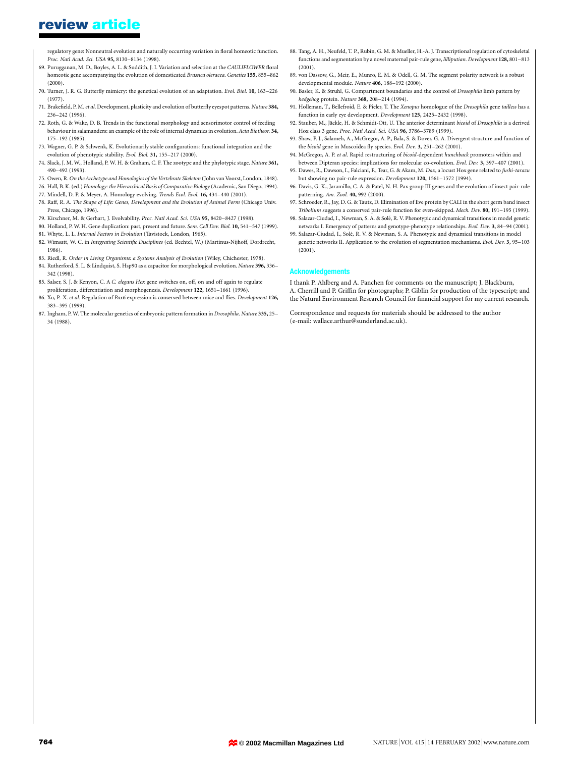regulatory gene: Nonneutral evolution and naturally occurring variation in floral homeotic function. *Proc. Natl Acad. Sci. USA* **95,** 8130–8134 (1998).
69. Purugganan, M. D., Boyles, A. L. & Suddith, J. I. Variation and selection at the *CAULIFLOWER* floral homeotic gene accompanying the evolution of domesticated *Brassica oleracea*. *Genetics* **155,** 855–862 (2000).
70. Turner, J. R. G. Butterfly mimicry: the genetical evolution of an adaptation. *Evol. Biol.* **10,** 163–226 (1977).
71. Brakefield, P. M. *et al.* Development, plasticity and evolution of butterfly eyespot patterns. *Nature* **384,** 236–242 (1996).
72. Roth, G. & Wake, D. B. Trends in the functional morphology and sensorimotor control of feeding behaviour in salamanders: an example of the role of internal dynamics in evolution. *Acta Biotheor.* **34,** 175–192 (1985).
73. Wagner, G. P. & Schwenk, K. Evolutionarily stable configurations: functional integration and the evolution of phenotypic stability. *Evol. Biol.* **31,** 155–217 (2000).
74. Slack, J. M. W., Holland, P. W. H. & Graham, C. F. The zootype and the phylotypic stage. *Nature* **361,** 490–492 (1993).
75. Owen, R. *On the Archetype and Homologies of the Vertebrate Skeleton* (John van Voorst, London, 1848).
76. Hall, B. K. (ed.) *Homology: the Hierarchical Basis of Comparative Biology* (Academic, San Diego, 1994).
77. Mindell, D. P. & Meyer, A. Homology evolving. *Trends Ecol. Evol.* **16,** 434–440 (2001).
78. Raff, R. A. *The Shape of Life: Genes, Development and the Evolution of Animal Form* (Chicago Univ. Press, Chicago, 1996).
79. Kirschner, M. & Gerhart, J. Evolvability. *Proc. Natl Acad. Sci. USA* **95,** 8420–8427 (1998).
80. Holland, P. W. H. Gene duplication: past, present and future. *Sem. Cell Dev. Biol.* **10,** 541–547 (1999).
81. Whyte, L. L. *Internal Factors in Evolution* (Tavistock, London, 1965).
82. Wimsatt, W. C. in *Integrating Scientific Disciplines* (ed. Bechtel, W.) (Martinus-Nijhoff, Dordrecht, 1986).
83. Riedl, R. *Order in Living Organisms: a Systems Analysis of Evolution* (Wiley, Chichester, 1978).
84. Rutherford, S. L. & Lindquist, S. Hsp90 as a capacitor for morphological evolution. *Nature* **396,** 336–342 (1998).
85. Salser, S. J. & Kenyon, C. A *C. elegans Hox* gene switches on, off, on and off again to regulate proliferation, differentiation and morphogenesis. *Development* **122,** 1651–1661 (1996).
86. Xu, P.-X. *et al*. Regulation of *Pax6* expression is conserved between mice and flies. *Development* **126,** 383–395 (1999).
87. Ingham, P. W. The molecular genetics of embryonic pattern formation in *Drosophila*. *Nature* **335,** 25–34 (1988).
88. Tang, A. H., Neufeld, T. P., Rubin, G. M. & Mueller, H.-A. J. Transcriptional regulation of cytoskeletal functions and segmentation by a novel maternal pair-rule gene, *lilliputian*. *Development* **128,** 801–813 (2001).
89. von Dassow, G., Meir, E., Munro, E. M. & Odell, G. M. The segment polarity network is a robust developmental module. *Nature* **406,** 188–192 (2000).
90. Basler, K. & Struhl, G. Compartment boundaries and the control of *Drosophila* limb pattern by *hedgehog* protein. *Nature* **368,** 208–214 (1994).
91. Holleman, T., Bellefroid, E. & Pieler, T. The *Xenopus* homologue of the *Drosophila* gene *tailless* has a function in early eye development. *Development* **125,** 2425–2432 (1998).
92. Stauber, M., Jäckle, H. & Schmidt-Ott, U. The anterior determinant *bicoid* of *Drosophila* is a derived Hox class 3 gene. *Proc. Natl Acad. Sci. USA* **96,** 3786–3789 (1999).
93. Shaw, P. J., Salameh, A., McGregor, A. P., Bala, S. & Dover, G. A. Divergent structure and function of the *bicoid* gene in Muscoidea fly species. *Evol. Dev.* **3,** 251–262 (2001).
94. McGregor, A. P. *et al.* Rapid restructuring of *bicoid*-dependent *hunchback* promoters within and between Dipteran species: implications for molecular co-evolution. *Evol. Dev.* **3,** 397–407 (2001).
95. Dawes, R., Dawson, I., Falciani, F., Tear, G. & Akam, M. *Dax*, a locust Hox gene related to *fushi-tarazu* but showing no pair-rule expression. *Development* **120,** 1561–1572 (1994).
96. Davis, G. K., Jaramillo, C. A. & Patel, N. H. Pax group III genes and the evolution of insect pair-rule patterning. *Am. Zool.* **40,** 992 (2000).
97. Schroeder, R., Jay, D. G. & Tautz, D. Elimination of Eve protein by CALI in the short germ band insect *Tribolium* suggests a conserved pair-rule function for even-skipped. *Mech. Dev.* **80,** 191–195 (1999).
98. Salazar-Ciudad, I., Newman, S. A. & Solé, R. V. Phenotypic and dynamical transitions in model genetic networks I. Emergency of patterns and genotype-phenotype relationships. *Evol. Dev.* **3,** 84–94 (2001).
99. Salazar-Ciudad, I., Solé, R. V. & Newman, S. A. Phenotypic and dynamical transitions in model genetic networks II. Application to the evolution of segmentation mechanisms. *Evol. Dev.* **3,** 95–103 (2001).

### Acknowledgements

I thank P. Ahlberg and A. Panchen for comments on the manuscript; J. Blackburn, A. Cherrill and P. Griffin for photographs; P. Giblin for production of the typescript; and the Natural Environment Research Council for financial support for my current research.

Correspondence and requests for materials should be addressed to the author (e-mail: wallace.arthur@sunderland.ac.uk).